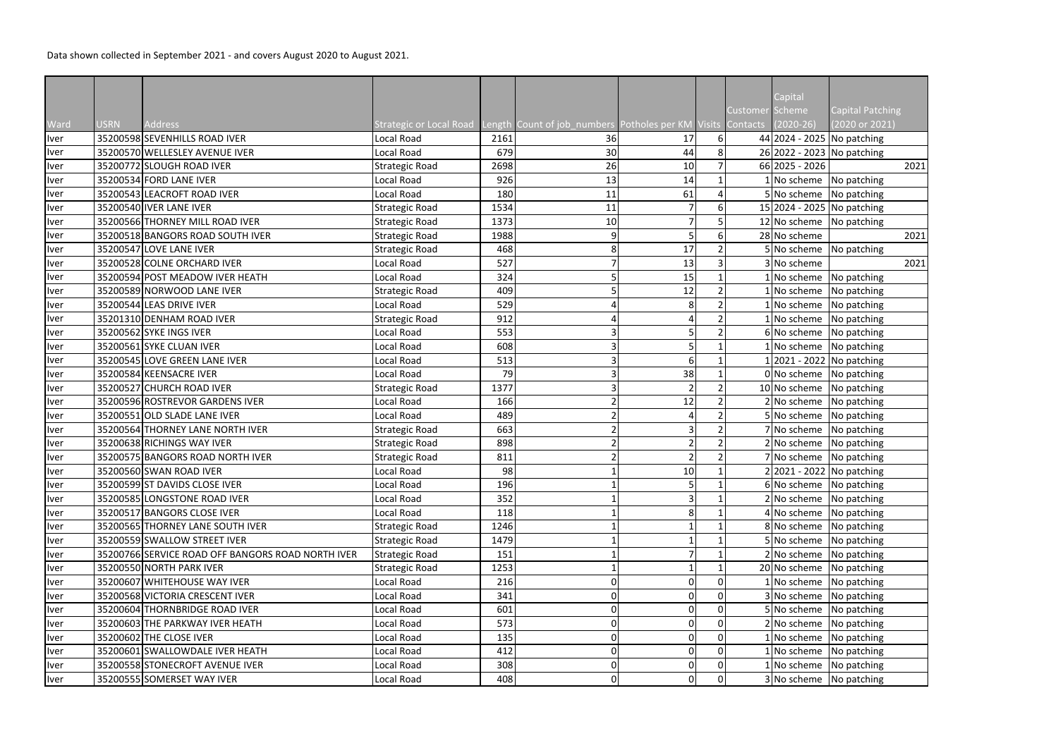Data shown collected in September 2021 - and covers August 2020 to August 2021.

| Ward | USRN | Address | Strategic or Local Road | Length | Count of job_numbers | Potholes per KM | Visits | Customer Contacts | Capital Scheme (2020-26) | Capital Patching (2020 or 2021) |
|---|---|---|---|---|---|---|---|---|---|---|
| Iver | 35200598 | SEVENHILLS ROAD IVER | Local Road | 2161 | 36 | 17 | 6 | 44 | 2024 - 2025 | No patching |
| Iver | 35200570 | WELLESLEY AVENUE IVER | Local Road | 679 | 30 | 44 | 8 | 26 | 2022 - 2023 | No patching |
| Iver | 35200772 | SLOUGH ROAD IVER | Strategic Road | 2698 | 26 | 10 | 7 | 66 | 2025 - 2026 | 2021 |
| Iver | 35200534 | FORD LANE IVER | Local Road | 926 | 13 | 14 | 1 | 1 | No scheme | No patching |
| Iver | 35200543 | LEACROFT ROAD IVER | Local Road | 180 | 11 | 61 | 4 | 5 | No scheme | No patching |
| Iver | 35200540 | IVER LANE IVER | Strategic Road | 1534 | 11 | 7 | 6 | 15 | 2024 - 2025 | No patching |
| Iver | 35200566 | THORNEY MILL ROAD IVER | Strategic Road | 1373 | 10 | 7 | 5 | 12 | No scheme | No patching |
| Iver | 35200518 | BANGORS ROAD SOUTH IVER | Strategic Road | 1988 | 9 | 5 | 6 | 28 | No scheme | 2021 |
| Iver | 35200547 | LOVE LANE IVER | Strategic Road | 468 | 8 | 17 | 2 | 5 | No scheme | No patching |
| Iver | 35200528 | COLNE ORCHARD IVER | Local Road | 527 | 7 | 13 | 3 | 3 | No scheme | 2021 |
| Iver | 35200594 | POST MEADOW IVER HEATH | Local Road | 324 | 5 | 15 | 1 | 1 | No scheme | No patching |
| Iver | 35200589 | NORWOOD LANE IVER | Strategic Road | 409 | 5 | 12 | 2 | 1 | No scheme | No patching |
| Iver | 35200544 | LEAS DRIVE IVER | Local Road | 529 | 4 | 8 | 2 | 1 | No scheme | No patching |
| Iver | 35201310 | DENHAM ROAD IVER | Strategic Road | 912 | 4 | 4 | 2 | 1 | No scheme | No patching |
| Iver | 35200562 | SYKE INGS IVER | Local Road | 553 | 3 | 5 | 2 | 6 | No scheme | No patching |
| Iver | 35200561 | SYKE CLUAN IVER | Local Road | 608 | 3 | 5 | 1 | 1 | No scheme | No patching |
| Iver | 35200545 | LOVE GREEN LANE IVER | Local Road | 513 | 3 | 6 | 1 | 1 | 2021 - 2022 | No patching |
| Iver | 35200584 | KEENSACRE IVER | Local Road | 79 | 3 | 38 | 1 | 0 | No scheme | No patching |
| Iver | 35200527 | CHURCH ROAD IVER | Strategic Road | 1377 | 3 | 2 | 2 | 10 | No scheme | No patching |
| Iver | 35200596 | ROSTREVOR GARDENS IVER | Local Road | 166 | 2 | 12 | 2 | 2 | No scheme | No patching |
| Iver | 35200551 | OLD SLADE LANE IVER | Local Road | 489 | 2 | 4 | 2 | 5 | No scheme | No patching |
| Iver | 35200564 | THORNEY LANE NORTH IVER | Strategic Road | 663 | 2 | 3 | 2 | 7 | No scheme | No patching |
| Iver | 35200638 | RICHINGS WAY IVER | Strategic Road | 898 | 2 | 2 | 2 | 2 | No scheme | No patching |
| Iver | 35200575 | BANGORS ROAD NORTH IVER | Strategic Road | 811 | 2 | 2 | 2 | 7 | No scheme | No patching |
| Iver | 35200560 | SWAN ROAD IVER | Local Road | 98 | 1 | 10 | 1 | 2 | 2021 - 2022 | No patching |
| Iver | 35200599 | ST DAVIDS CLOSE IVER | Local Road | 196 | 1 | 5 | 1 | 6 | No scheme | No patching |
| Iver | 35200585 | LONGSTONE ROAD IVER | Local Road | 352 | 1 | 3 | 1 | 2 | No scheme | No patching |
| Iver | 35200517 | BANGORS CLOSE IVER | Local Road | 118 | 1 | 8 | 1 | 4 | No scheme | No patching |
| Iver | 35200565 | THORNEY LANE SOUTH IVER | Strategic Road | 1246 | 1 | 1 | 1 | 8 | No scheme | No patching |
| Iver | 35200559 | SWALLOW STREET IVER | Strategic Road | 1479 | 1 | 1 | 1 | 5 | No scheme | No patching |
| Iver | 35200766 | SERVICE ROAD OFF BANGORS ROAD NORTH IVER | Strategic Road | 151 | 1 | 7 | 1 | 2 | No scheme | No patching |
| Iver | 35200550 | NORTH PARK IVER | Strategic Road | 1253 | 1 | 1 | 1 | 20 | No scheme | No patching |
| Iver | 35200607 | WHITEHOUSE WAY IVER | Local Road | 216 | 0 | 0 | 0 | 1 | No scheme | No patching |
| Iver | 35200568 | VICTORIA CRESCENT IVER | Local Road | 341 | 0 | 0 | 0 | 3 | No scheme | No patching |
| Iver | 35200604 | THORNBRIDGE ROAD IVER | Local Road | 601 | 0 | 0 | 0 | 5 | No scheme | No patching |
| Iver | 35200603 | THE PARKWAY IVER HEATH | Local Road | 573 | 0 | 0 | 0 | 2 | No scheme | No patching |
| Iver | 35200602 | THE CLOSE IVER | Local Road | 135 | 0 | 0 | 0 | 1 | No scheme | No patching |
| Iver | 35200601 | SWALLOWDALE IVER HEATH | Local Road | 412 | 0 | 0 | 0 | 1 | No scheme | No patching |
| Iver | 35200558 | STONECROFT AVENUE IVER | Local Road | 308 | 0 | 0 | 0 | 1 | No scheme | No patching |
| Iver | 35200555 | SOMERSET WAY IVER | Local Road | 408 | 0 | 0 | 0 | 3 | No scheme | No patching |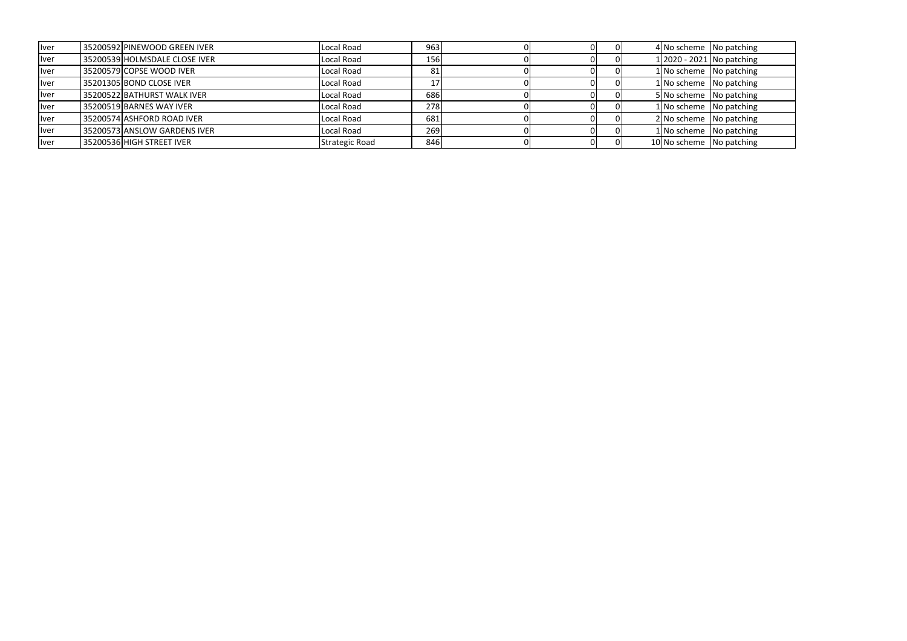| | | | | | | | | | | |
|---|---|---|---|---|---|---|---|---|---|---|
| Iver | 35200592 | PINEWOOD GREEN IVER | Local Road | 963 | 0 | 0 | 0 | 4 | No scheme | No patching |
| Iver | 35200539 | HOLMSDALE CLOSE IVER | Local Road | 156 | 0 | 0 | 0 | 1 | 2020 - 2021 | No patching |
| Iver | 35200579 | COPSE WOOD IVER | Local Road | 81 | 0 | 0 | 0 | 1 | No scheme | No patching |
| Iver | 35201305 | BOND CLOSE IVER | Local Road | 17 | 0 | 0 | 0 | 1 | No scheme | No patching |
| Iver | 35200522 | BATHURST WALK IVER | Local Road | 686 | 0 | 0 | 0 | 5 | No scheme | No patching |
| Iver | 35200519 | BARNES WAY IVER | Local Road | 278 | 0 | 0 | 0 | 1 | No scheme | No patching |
| Iver | 35200574 | ASHFORD ROAD IVER | Local Road | 681 | 0 | 0 | 0 | 2 | No scheme | No patching |
| Iver | 35200573 | ANSLOW GARDENS IVER | Local Road | 269 | 0 | 0 | 0 | 1 | No scheme | No patching |
| Iver | 35200536 | HIGH STREET IVER | Strategic Road | 846 | 0 | 0 | 0 | 10 | No scheme | No patching |